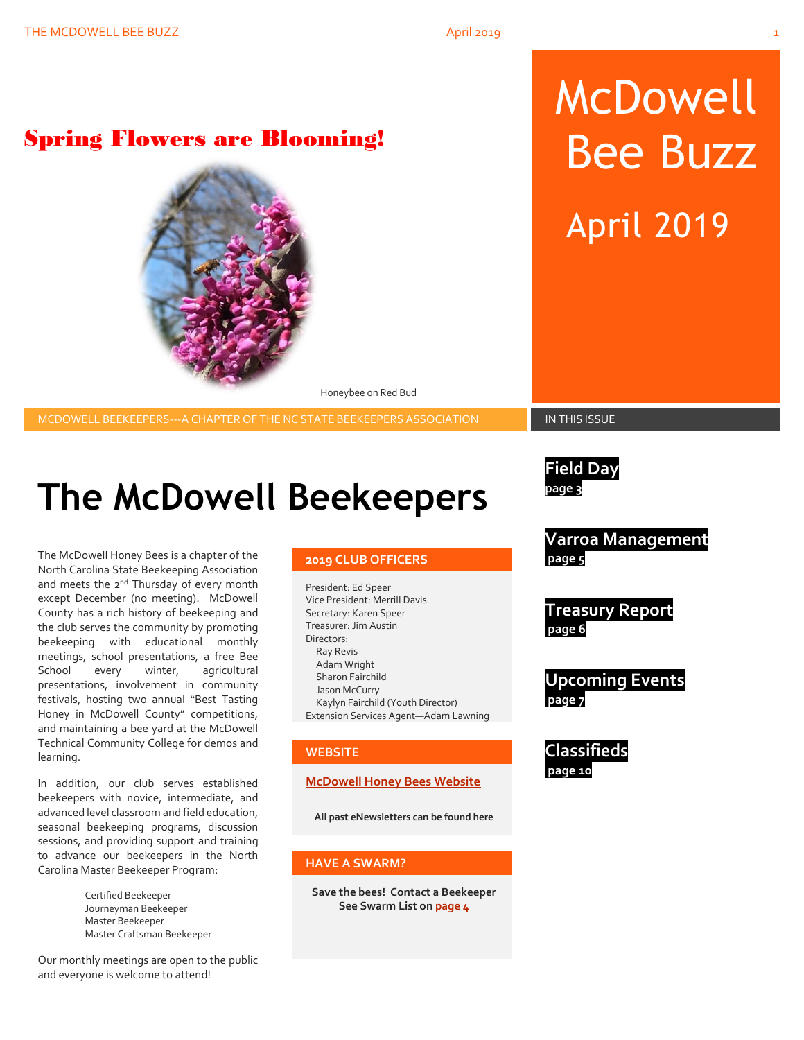# McDowell Bee Buzz

April 2019

## Spring Flowers are Blooming!

Honeybee on Red Bud

MCDOWELL BEEKEEPERS---A CHAPTER OF THE NC STATE BEEKEEPERS ASSOCIATION

# The McDowell Beekeepers

The McDowell Honey Bees is a chapter of the North Carolina State Beekeeping Association and meets the 2nd Thursday of every month except December (no meeting). McDowell County has a rich history of beekeeping and the club serves the community by promoting beekeeping with educational monthly meetings, school presentations, a free Bee School every winter, agricultural presentations, involvement in community festivals, hosting two annual "Best Tasting Honey in McDowell County" competitions, and maintaining a bee yard at the McDowell Technical Community College for demos and learning.

In addition, our club serves established beekeepers with novice, intermediate, and advanced level classroom and field education, seasonal beekeeping programs, discussion sessions, and providing support and training to advance our beekeepers in the North Carolina Master Beekeeper Program:

- Certified Beekeeper
- Journeyman Beekeeper
- Master Beekeeper
- Master Craftsman Beekeeper

Our monthly meetings are open to the public and everyone is welcome to attend!

### 2019 CLUB OFFICERS

President: Ed Speer
Vice President: Merrill Davis
Secretary: Karen Speer
Treasurer: Jim Austin
Directors:
- Ray Revis
- Adam Wright
- Sharon Fairchild
- Jason McCurry
- Kaylyn Fairchild (Youth Director)

Extension Services Agent—Adam Lawning

### WEBSITE

McDowell Honey Bees Website

**All past eNewsletters can be found here**

### HAVE A SWARM?

**Save the bees! Contact a Beekeeper**
**See Swarm List on page 4**

### IN THIS ISSUE

**Field Day** page 3

**Varroa Management** page 5

**Treasury Report** page 6

**Upcoming Events** page 7

**Classifieds** page 10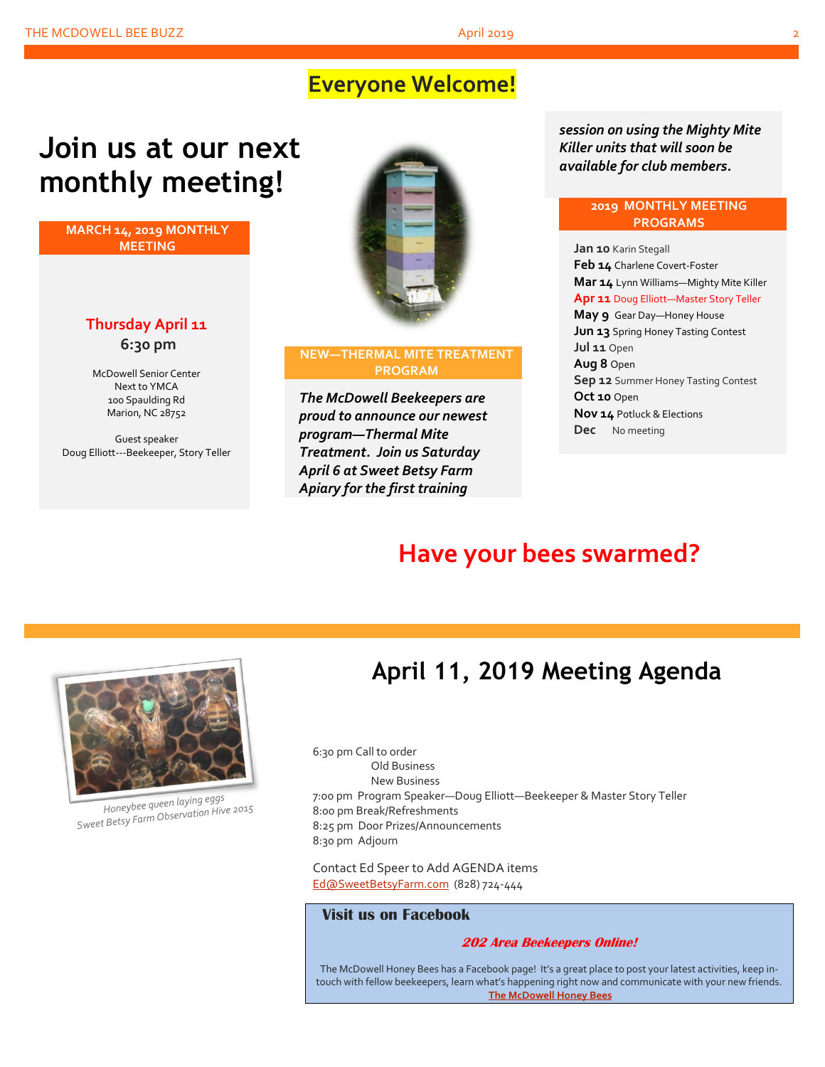**Everyone Welcome!**

# Join us at our next monthly meeting!

**MARCH 14, 2019 MONTHLY MEETING**

**Thursday April 11**

**6:30 pm**

McDowell Senior Center
Next to YMCA
100 Spaulding Rd
Marion, NC 28752

Guest speaker
Doug Elliott---Beekeeper, Story Teller

**NEW—THERMAL MITE TREATMENT PROGRAM**

***The McDowell Beekeepers are proud to announce our newest program—Thermal Mite Treatment. Join us Saturday April 6 at Sweet Betsy Farm Apiary for the first training session on using the Mighty Mite Killer units that will soon be available for club members.***

**2019 MONTHLY MEETING PROGRAMS**

**Jan 10** Karin Stegall
**Feb 14** Charlene Covert-Foster
**Mar 14** Lynn Williams—Mighty Mite Killer
**Apr 11** Doug Elliott—Master Story Teller
**May 9** Gear Day—Honey House
**Jun 13** Spring Honey Tasting Contest
**Jul 11** Open
**Aug 8** Open
**Sep 12** Summer Honey Tasting Contest
**Oct 10** Open
**Nov 14** Potluck & Elections
**Dec** No meeting

## Have your bees swarmed?

Honeybee queen laying eggs
Sweet Betsy Farm Observation Hive 2015

# April 11, 2019 Meeting Agenda

6:30 pm Call to order
Old Business
New Business
7:00 pm Program Speaker—Doug Elliott—Beekeeper & Master Story Teller
8:00 pm Break/Refreshments
8:25 pm Door Prizes/Announcements
8:30 pm Adjourn

Contact Ed Speer to Add AGENDA items
Ed@SweetBetsyFarm.com (828) 724-444

**Visit us on Facebook**

***202 Area Beekeepers Online!***

The McDowell Honey Bees has a Facebook page! It's a great place to post your latest activities, keep in-touch with fellow beekeepers, learn what's happening right now and communicate with your new friends.
**The McDowell Honey Bees**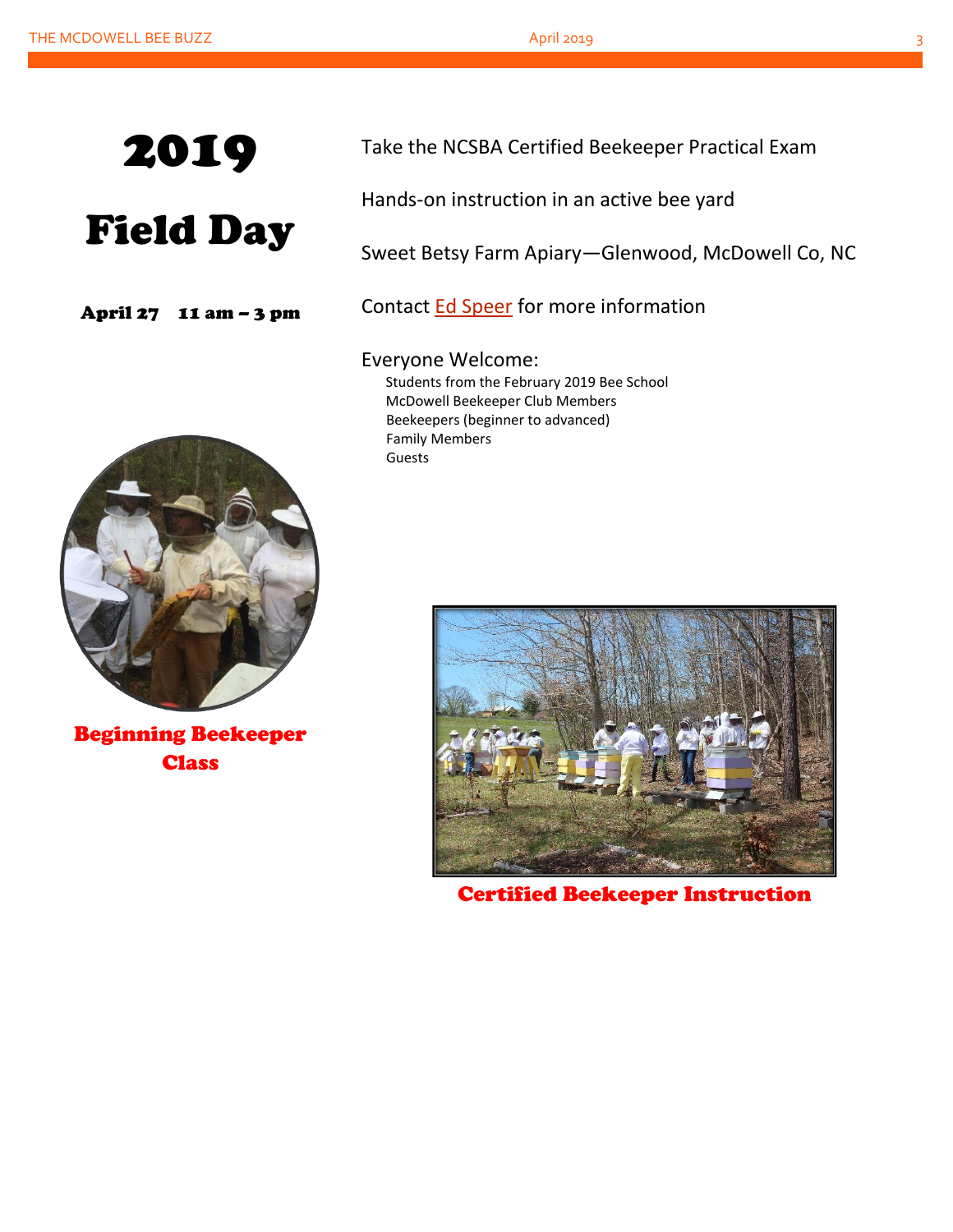# 2019

# Field Day

**April 27 11 am – 3 pm**

Take the NCSBA Certified Beekeeper Practical Exam

Hands-on instruction in an active bee yard

Sweet Betsy Farm Apiary—Glenwood, McDowell Co, NC

Contact Ed Speer for more information

Everyone Welcome:

- Students from the February 2019 Bee School
- McDowell Beekeeper Club Members
- Beekeepers (beginner to advanced)
- Family Members
- Guests

**Beginning Beekeeper Class**

**Certified Beekeeper Instruction**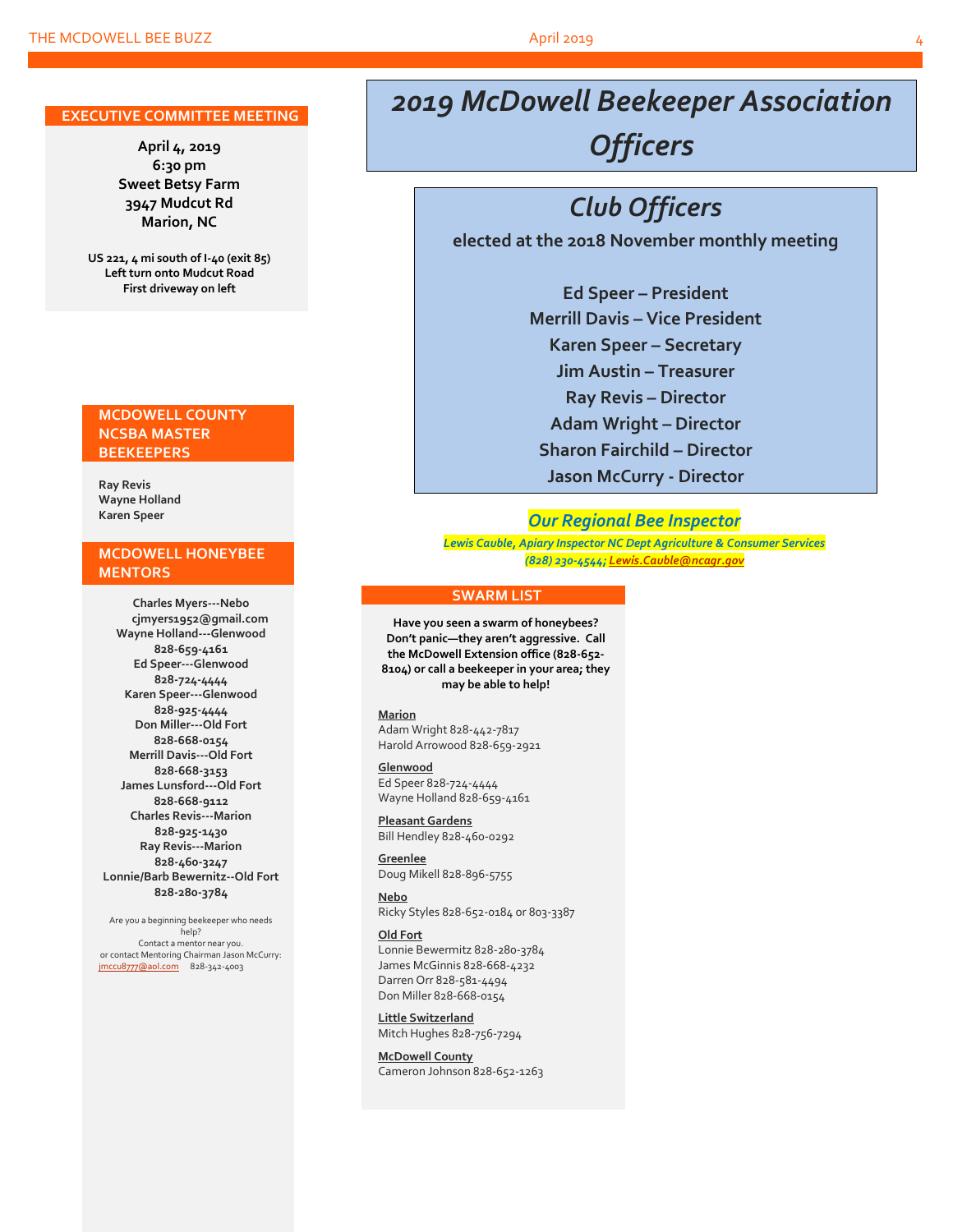## EXECUTIVE COMMITTEE MEETING

**April 4, 2019**
**6:30 pm**
**Sweet Betsy Farm**
**3947 Mudcut Rd**
**Marion, NC**

**US 221, 4 mi south of I-40 (exit 85)**
**Left turn onto Mudcut Road**
**First driveway on left**

## MCDOWELL COUNTY NCSBA MASTER BEEKEEPERS

**Ray Revis**
**Wayne Holland**
**Karen Speer**

## MCDOWELL HONEYBEE MENTORS

**Charles Myers---Nebo**
**cjmyers1952@gmail.com**
**Wayne Holland---Glenwood**
**828-659-4161**
**Ed Speer---Glenwood**
**828-724-4444**
**Karen Speer---Glenwood**
**828-925-4444**
**Don Miller---Old Fort**
**828-668-0154**
**Merrill Davis---Old Fort**
**828-668-3153**
**James Lunsford---Old Fort**
**828-668-9112**
**Charles Revis---Marion**
**828-925-1430**
**Ray Revis---Marion**
**828-460-3247**
**Lonnie/Barb Bewernitz--Old Fort**
**828-280-3784**

Are you a beginning beekeeper who needs help?
Contact a mentor near you.
or contact Mentoring Chairman Jason McCurry:
jmccu8777@aol.com 828-342-4003

# *2019 McDowell Beekeeper Association Officers*

## *Club Officers*

**elected at the 2018 November monthly meeting**

**Ed Speer – President**
**Merrill Davis – Vice President**
**Karen Speer – Secretary**
**Jim Austin – Treasurer**
**Ray Revis – Director**
**Adam Wright – Director**
**Sharon Fairchild – Director**
**Jason McCurry - Director**

***Our Regional Bee Inspector***

***Lewis Cauble, Apiary Inspector NC Dept Agriculture & Consumer Services***
***(828) 230-4544; Lewis.Cauble@ncagr.gov***

## SWARM LIST

**Have you seen a swarm of honeybees? Don't panic—they aren't aggressive. Call the McDowell Extension office (828-652-8104) or call a beekeeper in your area; they may be able to help!**

**Marion**
Adam Wright 828-442-7817
Harold Arrowood 828-659-2921

**Glenwood**
Ed Speer 828-724-4444
Wayne Holland 828-659-4161

**Pleasant Gardens**
Bill Hendley 828-460-0292

**Greenlee**
Doug Mikell 828-896-5755

**Nebo**
Ricky Styles 828-652-0184 or 803-3387

**Old Fort**
Lonnie Bewermitz 828-280-3784
James McGinnis 828-668-4232
Darren Orr 828-581-4494
Don Miller 828-668-0154

**Little Switzerland**
Mitch Hughes 828-756-7294

**McDowell County**
Cameron Johnson 828-652-1263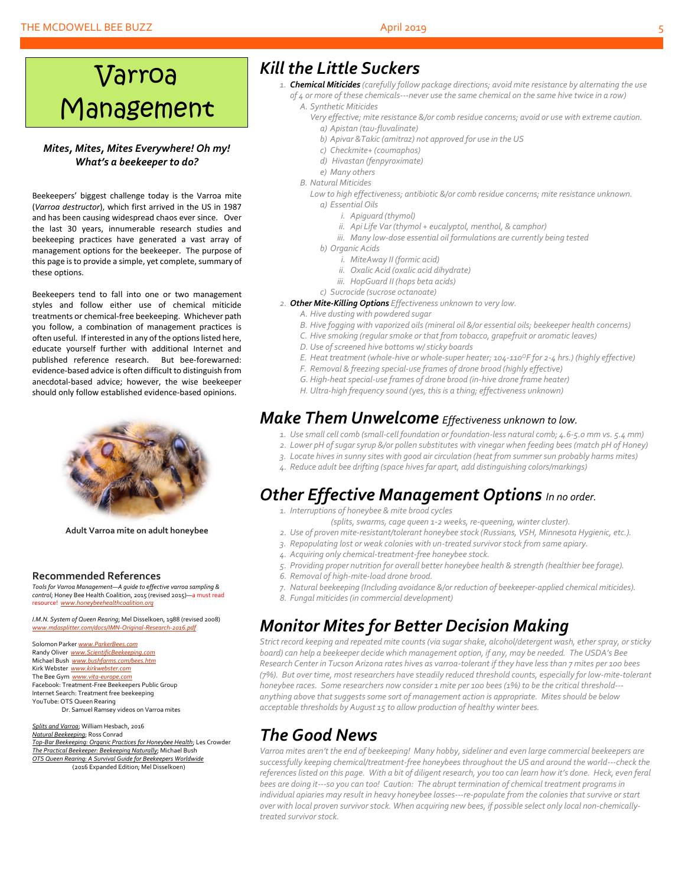# Varroa Management

***Mites, Mites, Mites Everywhere! Oh my! What's a beekeeper to do?***

Beekeepers' biggest challenge today is the Varroa mite (*Varroa destructor*), which first arrived in the US in 1987 and has been causing widespread chaos ever since. Over the last 30 years, innumerable research studies and beekeeping practices have generated a vast array of management options for the beekeeper. The purpose of this page is to provide a simple, yet complete, summary of these options.

Beekeepers tend to fall into one or two management styles and follow either use of chemical miticide treatments or chemical-free beekeeping. Whichever path you follow, a combination of management practices is often useful. If interested in any of the options listed here, educate yourself further with additional Internet and published reference research. But bee-forewarned: evidence-based advice is often difficult to distinguish from anecdotal-based advice; however, the wise beekeeper should only follow established evidence-based opinions.

**Adult Varroa mite on adult honeybee**

### Recommended References

*Tools for Varroa Management—A guide to effective varroa sampling & control*; Honey Bee Health Coalition, 2015 (revised 2015)—a must read resource! www.honeybeehealthcoalition.org

*I.M.N. System of Queen Rearing*; Mel Disselkoen, 1988 (revised 2008) www.mdasplitter.com/docs/IMN-Original-Research-2016.pdf

Solomon Parker www.ParkerBees.com
Randy Oliver www.ScientificBeekeeping.com
Michael Bush www.bushfarms.com/bees.htm
Kirk Webster www.kirkwebster.com
The Bee Gym www.vita-europe.com
Facebook: Treatment-Free Beekeepers Public Group
Internet Search: Treatment free beekeeping
YouTube: OTS Queen Rearing
Dr. Samuel Ramsey videos on Varroa mites

Splits and Varroa; William Hesbach, 2016
Natural Beekeeping; Ross Conrad
Top-Bar Beekeeping: Organic Practices for Honeybee Health; Les Crowder
The Practical Beekeeper: Beekeeping Naturally; Michael Bush
OTS Queen Rearing: A Survival Guide for Beekeepers Worldwide (2016 Expanded Edition; Mel Disselkoen)

## Kill the Little Suckers

1. ***Chemical Miticides*** *(carefully follow package directions; avoid mite resistance by alternating the use of 4 or more of these chemicals---never use the same chemical on the same hive twice in a row)*
   - A. *Synthetic Miticides*
     *Very effective; mite resistance &/or comb residue concerns; avoid or use with extreme caution.*
     - a) *Apistan (tau-fluvalinate)*
     - b) *Apivar & Takic (amitraz) not approved for use in the US*
     - c) *Checkmite+ (coumaphos)*
     - d) *Hivastan (fenpyroximate)*
     - e) *Many others*
   - B. *Natural Miticides*
     *Low to high effectiveness; antibiotic &/or comb residue concerns; mite resistance unknown.*
     - a) *Essential Oils*
       - i. *Apiguard (thymol)*
       - ii. *Api Life Var (thymol + eucalyptol, menthol, & camphor)*
       - iii. *Many low-dose essential oil formulations are currently being tested*
     - b) *Organic Acids*
       - i. *MiteAway II (formic acid)*
       - ii. *Oxalic Acid (oxalic acid dihydrate)*
       - iii. *HopGuard II (hops beta acids)*
     - c) *Sucrocide (sucrose octanoate)*
2. ***Other Mite-Killing Options*** *Effectiveness unknown to very low.*
   - A. *Hive dusting with powdered sugar*
   - B. *Hive fogging with vaporized oils (mineral oil &/or essential oils; beekeeper health concerns)*
   - C. *Hive smoking (regular smoke or that from tobacco, grapefruit or aromatic leaves)*
   - D. *Use of screened hive bottoms w/ sticky boards*
   - E. *Heat treatment (whole-hive or whole-super heater; 104-110⁰F for 2-4 hrs.) (highly effective)*
   - F. *Removal & freezing special-use frames of drone brood (highly effective)*
   - G. *High-heat special-use frames of drone brood (in-hive drone frame heater)*
   - H. *Ultra-high frequency sound (yes, this is a thing; effectiveness unknown)*

## Make Them Unwelcome *Effectiveness unknown to low.*

1. *Use small cell comb (small-cell foundation or foundation-less natural comb; 4.6-5.0 mm vs. 5.4 mm)*
2. *Lower pH of sugar syrup &/or pollen substitutes with vinegar when feeding bees (match pH of Honey)*
3. *Locate hives in sunny sites with good air circulation (heat from summer sun probably harms mites)*
4. *Reduce adult bee drifting (space hives far apart, add distinguishing colors/markings)*

## Other Effective Management Options *In no order.*

1. *Interruptions of honeybee & mite brood cycles (splits, swarms, cage queen 1-2 weeks, re-queening, winter cluster).*
2. *Use of proven mite-resistant/tolerant honeybee stock (Russians, VSH, Minnesota Hygienic, etc.).*
3. *Repopulating lost or weak colonies with un-treated survivor stock from same apiary.*
4. *Acquiring only chemical-treatment-free honeybee stock.*
5. *Providing proper nutrition for overall better honeybee health & strength (healthier bee forage).*
6. *Removal of high-mite-load drone brood.*
7. *Natural beekeeping (Including avoidance &/or reduction of beekeeper-applied chemical miticides).*
8. *Fungal miticides (in commercial development)*

## Monitor Mites for Better Decision Making

*Strict record keeping and repeated mite counts (via sugar shake, alcohol/detergent wash, ether spray, or sticky board) can help a beekeeper decide which management option, if any, may be needed. The USDA's Bee Research Center in Tucson Arizona rates hives as varroa-tolerant if they have less than 7 mites per 100 bees (7%). But over time, most researchers have steadily reduced threshold counts, especially for low-mite-tolerant honeybee races. Some researchers now consider 1 mite per 100 bees (1%) to be the critical threshold---anything above that suggests some sort of management action is appropriate. Mites should be below acceptable thresholds by August 15 to allow production of healthy winter bees.*

## The Good News

*Varroa mites aren't the end of beekeeping! Many hobby, sideliner and even large commercial beekeepers are successfully keeping chemical/treatment-free honeybees throughout the US and around the world---check the references listed on this page. With a bit of diligent research, you too can learn how it's done. Heck, even feral bees are doing it---so you can too! Caution: The abrupt termination of chemical treatment programs in individual apiaries may result in heavy honeybee losses---re-populate from the colonies that survive or start over with local proven survivor stock. When acquiring new bees, if possible select only local non-chemically-treated survivor stock.*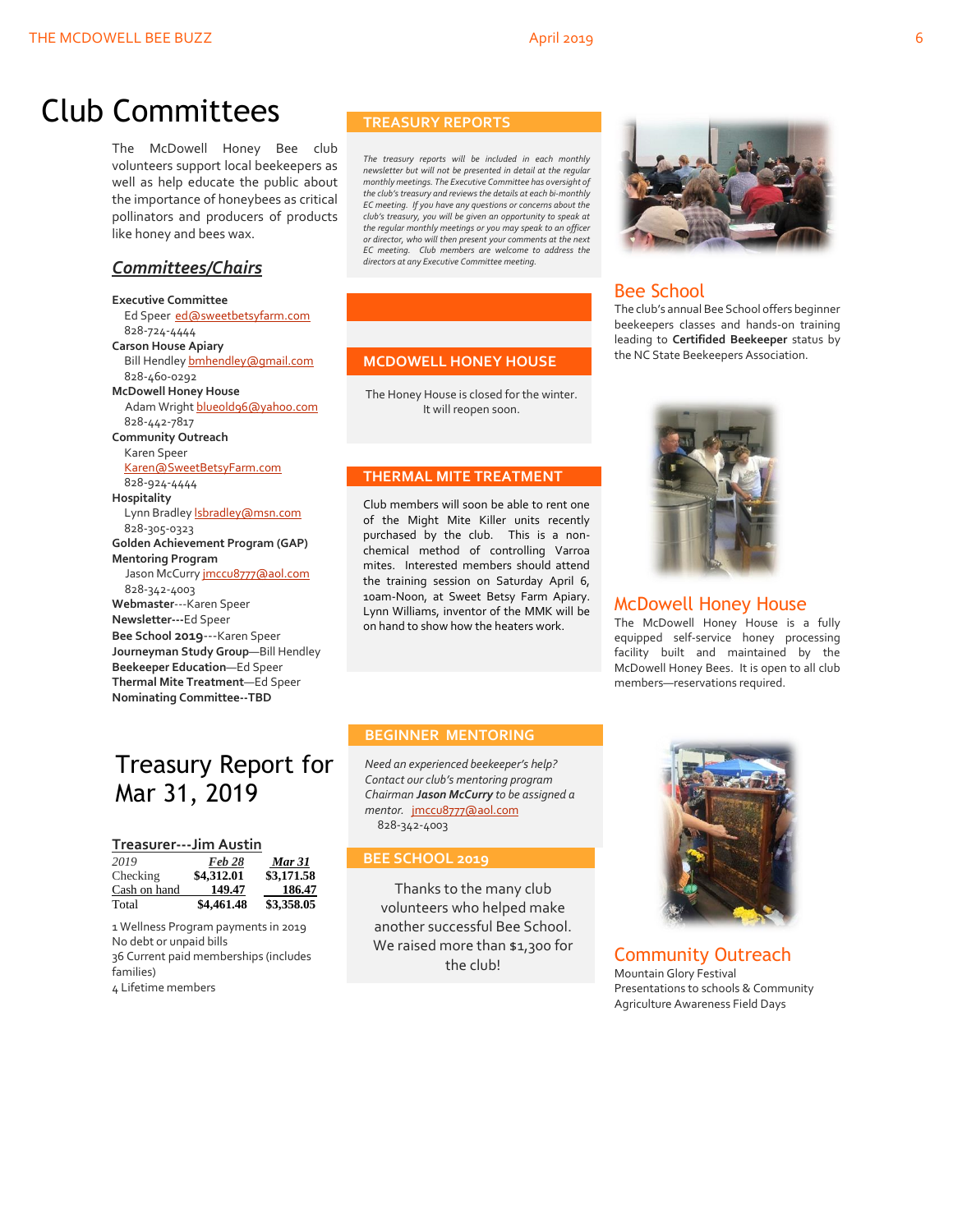# Club Committees

The McDowell Honey Bee club volunteers support local beekeepers as well as help educate the public about the importance of honeybees as critical pollinators and producers of products like honey and bees wax.

## *Committees/Chairs*

**Executive Committee**
Ed Speer ed@sweetbetsyfarm.com
828-724-4444

**Carson House Apiary**
Bill Hendley bmhendley@gmail.com
828-460-0292

**McDowell Honey House**
Adam Wright blueold96@yahoo.com
828-442-7817

**Community Outreach**
Karen Speer
Karen@SweetBetsyFarm.com
828-924-4444

**Hospitality**
Lynn Bradley lsbradley@msn.com
828-305-0323

**Golden Achievement Program (GAP)**

**Mentoring Program**
Jason McCurry jmccu8777@aol.com
828-342-4003

**Webmaster**---Karen Speer
**Newsletter---**Ed Speer
**Bee School 2019**---Karen Speer
**Journeyman Study Group**—Bill Hendley
**Beekeeper Education**—Ed Speer
**Thermal Mite Treatment**—Ed Speer
**Nominating Committee--TBD**

# Treasury Report for Mar 31, 2019

**Treasurer---Jim Austin**

| *2019* | *Feb 28* | *Mar 31* |
|---|---|---|
| Checking | **$4,312.01** | **$3,171.58** |
| Cash on hand | **149.47** | **186.47** |
| Total | **$4,461.48** | **$3,358.05** |

1 Wellness Program payments in 2019
No debt or unpaid bills
36 Current paid memberships (includes families)
4 Lifetime members

## TREASURY REPORTS

*The treasury reports will be included in each monthly newsletter but will not be presented in detail at the regular monthly meetings. The Executive Committee has oversight of the club's treasury and reviews the details at each bi-monthly EC meeting. If you have any questions or concerns about the club's treasury, you will be given an opportunity to speak at the regular monthly meetings or you may speak to an officer or director, who will then present your comments at the next EC meeting. Club members are welcome to address the directors at any Executive Committee meeting.*

## MCDOWELL HONEY HOUSE

The Honey House is closed for the winter. It will reopen soon.

## THERMAL MITE TREATMENT

Club members will soon be able to rent one of the Might Mite Killer units recently purchased by the club. This is a non-chemical method of controlling Varroa mites. Interested members should attend the training session on Saturday April 6, 10am-Noon, at Sweet Betsy Farm Apiary. Lynn Williams, inventor of the MMK will be on hand to show how the heaters work.

## BEGINNER MENTORING

*Need an experienced beekeeper's help? Contact our club's mentoring program Chairman **Jason McCurry** to be assigned a mentor.* jmccu8777@aol.com
828-342-4003

## BEE SCHOOL 2019

Thanks to the many club volunteers who helped make another successful Bee School. We raised more than $1,300 for the club!

## Bee School

The club's annual Bee School offers beginner beekeepers classes and hands-on training leading to **Certified Beekeeper** status by the NC State Beekeepers Association.

## McDowell Honey House

The McDowell Honey House is a fully equipped self-service honey processing facility built and maintained by the McDowell Honey Bees. It is open to all club members—reservations required.

## Community Outreach

Mountain Glory Festival
Presentations to schools & Community
Agriculture Awareness Field Days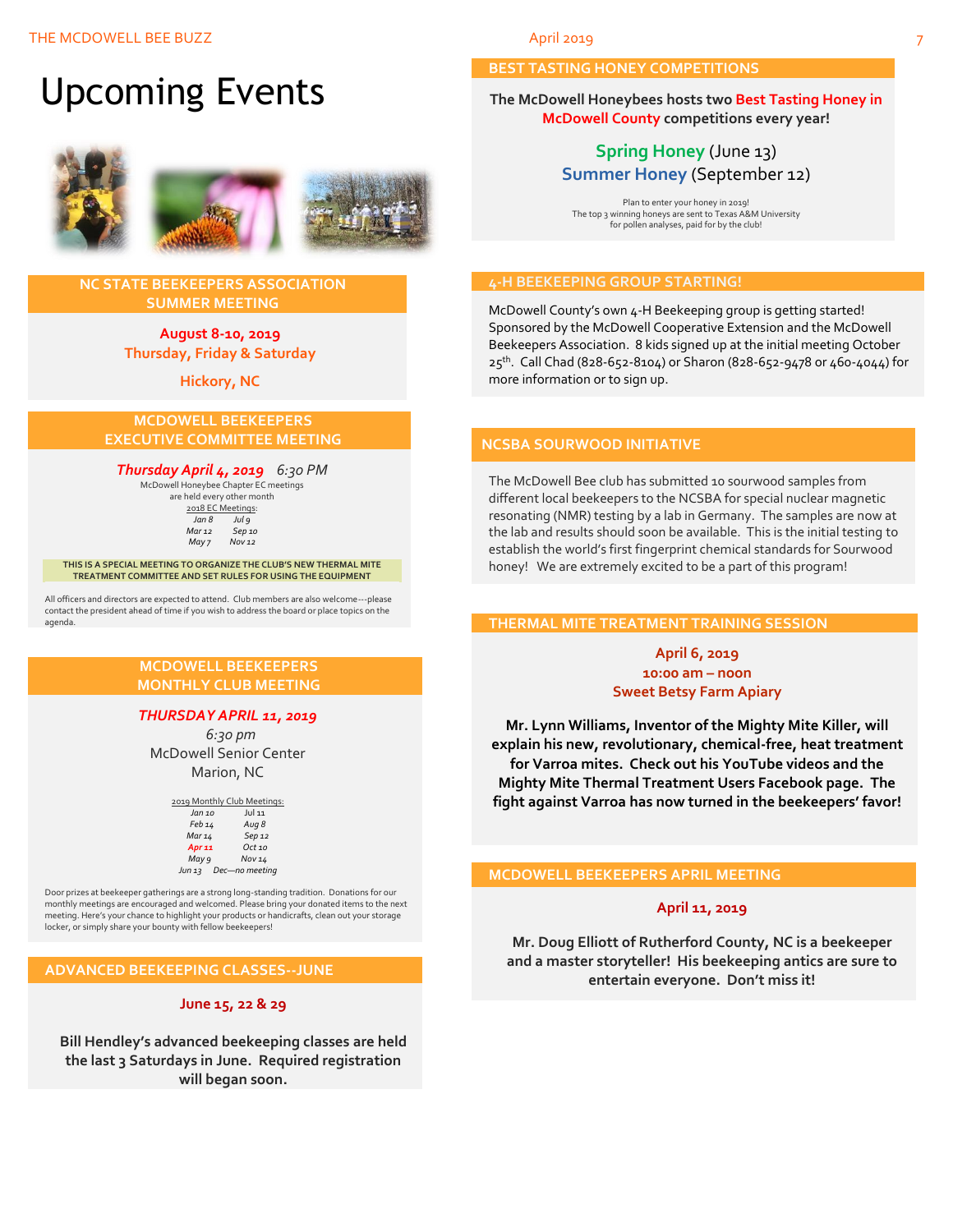# Upcoming Events

## NC STATE BEEKEEPERS ASSOCIATION SUMMER MEETING

**August 8-10, 2019**
**Thursday, Friday & Saturday**

**Hickory, NC**

## MCDOWELL BEEKEEPERS EXECUTIVE COMMITTEE MEETING

***Thursday April 4, 2019*** *6:30 PM*

McDowell Honeybee Chapter EC meetings are held every other month

2018 EC Meetings:

| | |
|---|---|
| *Jan 8* | *Jul 9* |
| *Mar 12* | *Sep 10* |
| *May 7* | *Nov 12* |

**THIS IS A SPECIAL MEETING TO ORGANIZE THE CLUB'S NEW THERMAL MITE TREATMENT COMMITTEE AND SET RULES FOR USING THE EQUIPMENT**

All officers and directors are expected to attend. Club members are also welcome---please contact the president ahead of time if you wish to address the board or place topics on the agenda.

## MCDOWELL BEEKEEPERS MONTHLY CLUB MEETING

***THURSDAY APRIL 11, 2019***

*6:30 pm*

McDowell Senior Center

Marion, NC

2019 Monthly Club Meetings:

| | |
|---|---|
| *Jan 10* | *Jul 11* |
| *Feb 14* | *Aug 8* |
| *Mar 14* | *Sep 12* |
| *Apr 11* | *Oct 10* |
| *May 9* | *Nov 14* |
| *Jun 13* | *Dec—no meeting* |

Door prizes at beekeeper gatherings are a strong long-standing tradition. Donations for our monthly meetings are encouraged and welcomed. Please bring your donated items to the next meeting. Here's your chance to highlight your products or handicrafts, clean out your storage locker, or simply share your bounty with fellow beekeepers!

## ADVANCED BEEKEEPING CLASSES--JUNE

**June 15, 22 & 29**

**Bill Hendley's advanced beekeeping classes are held the last 3 Saturdays in June. Required registration will began soon.**

## BEST TASTING HONEY COMPETITIONS

**The McDowell Honeybees hosts two Best Tasting Honey in McDowell County competitions every year!**

**Spring Honey** (June 13)
**Summer Honey** (September 12)

Plan to enter your honey in 2019!
The top 3 winning honeys are sent to Texas A&M University for pollen analyses, paid for by the club!

## 4-H BEEKEEPING GROUP STARTING!

McDowell County's own 4-H Beekeeping group is getting started! Sponsored by the McDowell Cooperative Extension and the McDowell Beekeepers Association. 8 kids signed up at the initial meeting October 25th. Call Chad (828-652-8104) or Sharon (828-652-9478 or 460-4044) for more information or to sign up.

## NCSBA SOURWOOD INITIATIVE

The McDowell Bee club has submitted 10 sourwood samples from different local beekeepers to the NCSBA for special nuclear magnetic resonating (NMR) testing by a lab in Germany. The samples are now at the lab and results should soon be available. This is the initial testing to establish the world's first fingerprint chemical standards for Sourwood honey! We are extremely excited to be a part of this program!

## THERMAL MITE TREATMENT TRAINING SESSION

**April 6, 2019**
**10:00 am – noon**
**Sweet Betsy Farm Apiary**

**Mr. Lynn Williams, Inventor of the Mighty Mite Killer, will explain his new, revolutionary, chemical-free, heat treatment for Varroa mites. Check out his YouTube videos and the Mighty Mite Thermal Treatment Users Facebook page. The fight against Varroa has now turned in the beekeepers' favor!**

## MCDOWELL BEEKEEPERS APRIL MEETING

**April 11, 2019**

**Mr. Doug Elliott of Rutherford County, NC is a beekeeper and a master storyteller! His beekeeping antics are sure to entertain everyone. Don't miss it!**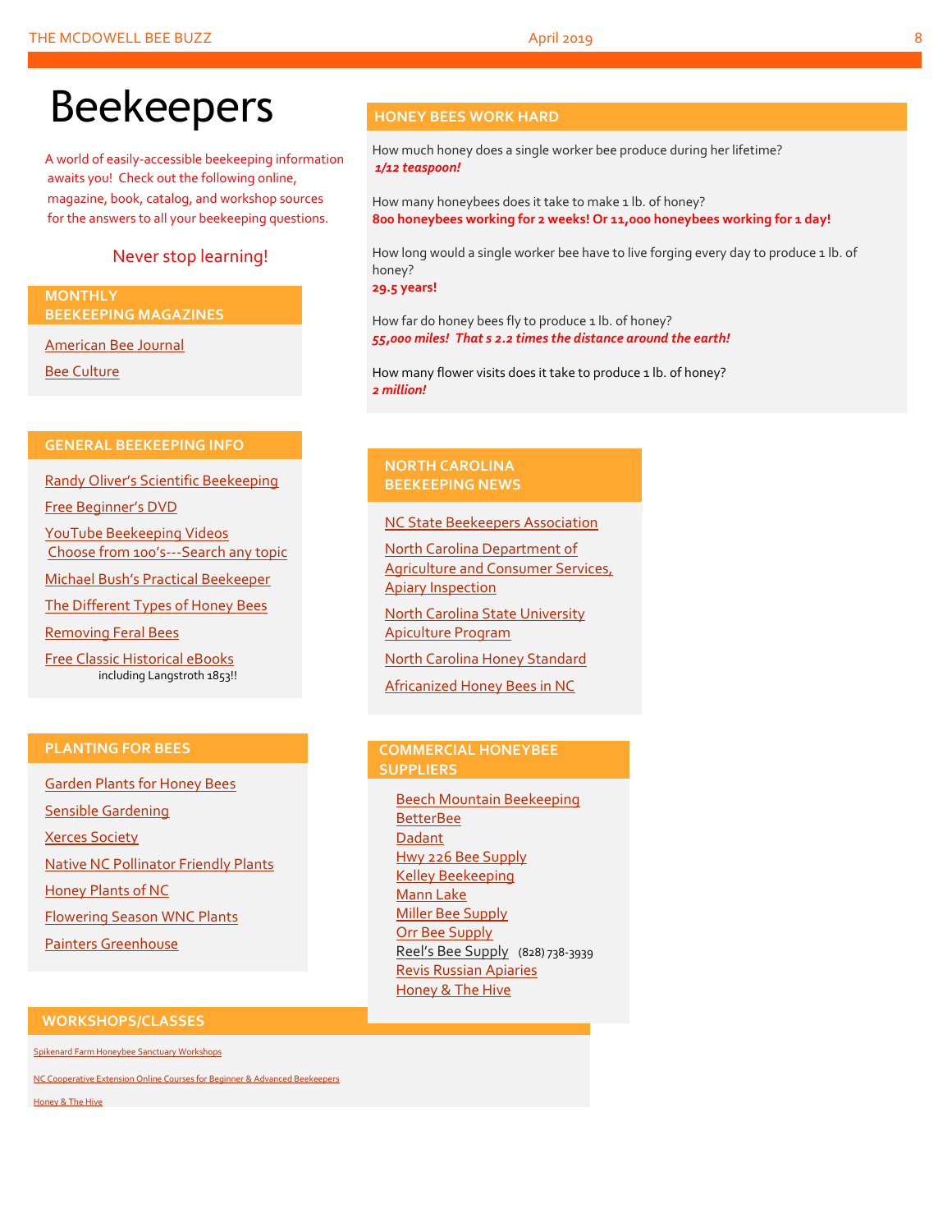# Beekeepers

A world of easily-accessible beekeeping information awaits you! Check out the following online, magazine, book, catalog, and workshop sources for the answers to all your beekeeping questions.

Never stop learning!

## MONTHLY BEEKEEPING MAGAZINES

American Bee Journal

Bee Culture

## GENERAL BEEKEEPING INFO

Randy Oliver's Scientific Beekeeping

Free Beginner's DVD

YouTube Beekeeping Videos
Choose from 100's---Search any topic

Michael Bush's Practical Beekeeper

The Different Types of Honey Bees

Removing Feral Bees

Free Classic Historical eBooks
including Langstroth 1853!!

## PLANTING FOR BEES

Garden Plants for Honey Bees

Sensible Gardening

Xerces Society

Native NC Pollinator Friendly Plants

Honey Plants of NC

Flowering Season WNC Plants

Painters Greenhouse

## WORKSHOPS/CLASSES

Spikenard Farm Honeybee Sanctuary Workshops

NC Cooperative Extension Online Courses for Beginner & Advanced Beekeepers

Honey & The Hive

## HONEY BEES WORK HARD

How much honey does a single worker bee produce during her lifetime?
***1/12 teaspoon!***

How many honeybees does it take to make 1 lb. of honey?
**800 honeybees working for 2 weeks! Or 11,000 honeybees working for 1 day!**

How long would a single worker bee have to live forging every day to produce 1 lb. of honey?
**29.5 years!**

How far do honey bees fly to produce 1 lb. of honey?
***55,000 miles! That s 2.2 times the distance around the earth!***

How many flower visits does it take to produce 1 lb. of honey?
***2 million!***

## NORTH CAROLINA BEEKEEPING NEWS

NC State Beekeepers Association

North Carolina Department of Agriculture and Consumer Services, Apiary Inspection

North Carolina State University Apiculture Program

North Carolina Honey Standard

Africanized Honey Bees in NC

## COMMERCIAL HONEYBEE SUPPLIERS

Beech Mountain Beekeeping
BetterBee
Dadant
Hwy 226 Bee Supply
Kelley Beekeeping
Mann Lake
Miller Bee Supply
Orr Bee Supply
Reel's Bee Supply (828) 738-3939
Revis Russian Apiaries
Honey & The Hive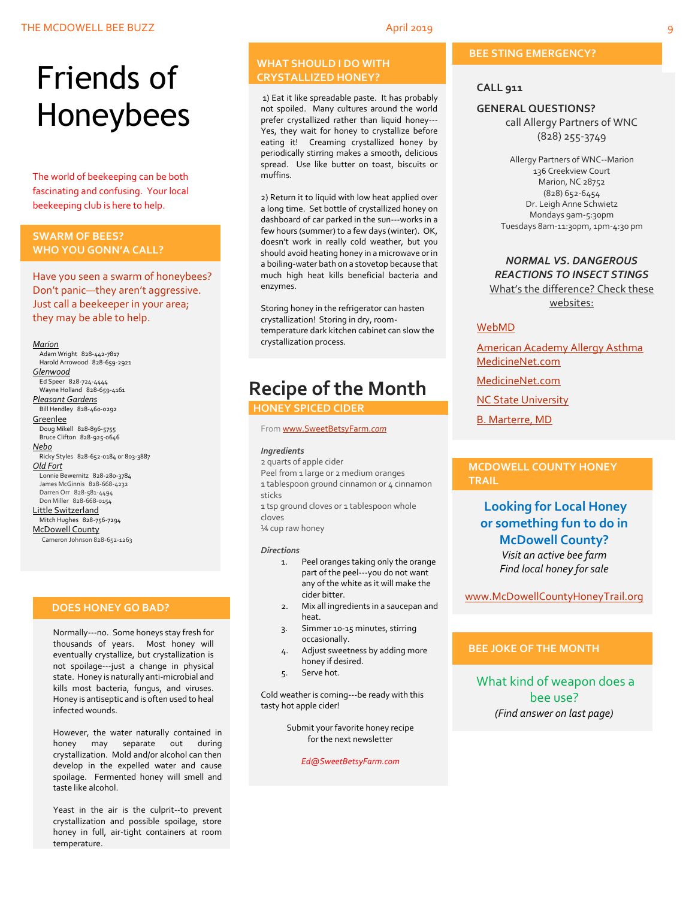# Friends of Honeybees

The world of beekeeping can be both fascinating and confusing. Your local beekeeping club is here to help.

## SWARM OF BEES? WHO YOU GONN'A CALL?

Have you seen a swarm of honeybees? Don't panic—they aren't aggressive. Just call a beekeeper in your area; they may be able to help.

*Marion*
- Adam Wright 828-442-7817
- Harold Arrowood 828-659-2921

*Glenwood*
- Ed Speer 828-724-4444
- Wayne Holland 828-659-4161

*Pleasant Gardens*
- Bill Hendley 828-460-0292

Greenlee
- Doug Mikell 828-896-5755
- Bruce Clifton 828-925-0646

*Nebo*
- Ricky Styles 828-652-0184 or 803-3887

*Old Fort*
- Lonnie Bewernitz 828-280-3784
- James McGinnis 828-668-4232
- Darren Orr 828-581-4494
- Don Miller 828-668-0154

Little Switzerland
- Mitch Hughes 828-756-7294

McDowell County
- Cameron Johnson 828-652-1263

## DOES HONEY GO BAD?

Normally---no. Some honeys stay fresh for thousands of years. Most honey will eventually crystallize, but crystallization is not spoilage---just a change in physical state. Honey is naturally anti-microbial and kills most bacteria, fungus, and viruses. Honey is antiseptic and is often used to heal infected wounds.

However, the water naturally contained in honey may separate out during crystallization. Mold and/or alcohol can then develop in the expelled water and cause spoilage. Fermented honey will smell and taste like alcohol.

Yeast in the air is the culprit--to prevent crystallization and possible spoilage, store honey in full, air-tight containers at room temperature.

## WHAT SHOULD I DO WITH CRYSTALLIZED HONEY?

1) Eat it like spreadable paste. It has probably not spoiled. Many cultures around the world prefer crystallized rather than liquid honey---Yes, they wait for honey to crystallize before eating it! Creaming crystallized honey by periodically stirring makes a smooth, delicious spread. Use like butter on toast, biscuits or muffins.

2) Return it to liquid with low heat applied over a long time. Set bottle of crystallized honey on dashboard of car parked in the sun---works in a few hours (summer) to a few days (winter). OK, doesn't work in really cold weather, but you should avoid heating honey in a microwave or in a boiling-water bath on a stovetop because that much high heat kills beneficial bacteria and enzymes.

Storing honey in the refrigerator can hasten crystallization! Storing in dry, room-temperature dark kitchen cabinet can slow the crystallization process.

# Recipe of the Month

## HONEY SPICED CIDER

From www.SweetBetsyFarm.*com*

***Ingredients***

2 quarts of apple cider
Peel from 1 large or 2 medium oranges
1 tablespoon ground cinnamon or 4 cinnamon sticks
1 tsp ground cloves or 1 tablespoon whole cloves
¼ cup raw honey

***Directions***

1. Peel oranges taking only the orange part of the peel---you do not want any of the white as it will make the cider bitter.
2. Mix all ingredients in a saucepan and heat.
3. Simmer 10-15 minutes, stirring occasionally.
4. Adjust sweetness by adding more honey if desired.
5. Serve hot.

Cold weather is coming---be ready with this tasty hot apple cider!

Submit your favorite honey recipe for the next newsletter

*Ed@SweetBetsyFarm.com*

## BEE STING EMERGENCY?

**CALL 911**

**GENERAL QUESTIONS?**
call Allergy Partners of WNC
(828) 255-3749

Allergy Partners of WNC--Marion
136 Creekview Court
Marion, NC 28752
(828) 652-6454
Dr. Leigh Anne Schwietz
Mondays 9am-5:30pm
Tuesdays 8am-11:30pm, 1pm-4:30 pm

***NORMAL VS. DANGEROUS REACTIONS TO INSECT STINGS***
What's the difference? Check these websites:

WebMD

American Academy Allergy Asthma MedicineNet.com

MedicineNet.com

NC State University

B. Marterre, MD

## MCDOWELL COUNTY HONEY TRAIL

**Looking for Local Honey or something fun to do in McDowell County?**
*Visit an active bee farm*
*Find local honey for sale*

www.McDowellCountyHoneyTrail.org

## BEE JOKE OF THE MONTH

What kind of weapon does a bee use?
*(Find answer on last page)*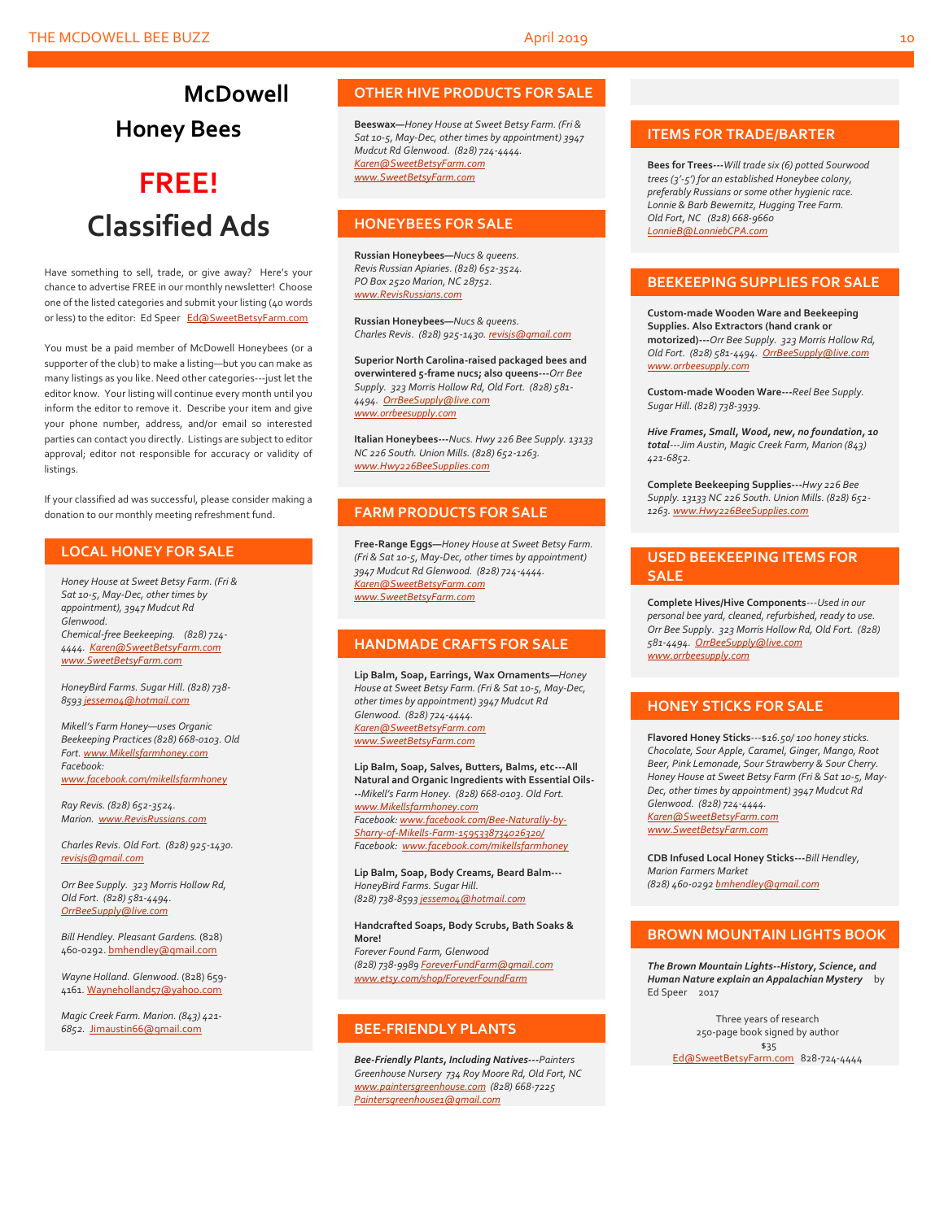# McDowell Honey Bees

# FREE! Classified Ads

Have something to sell, trade, or give away? Here's your chance to advertise FREE in our monthly newsletter! Choose one of the listed categories and submit your listing (40 words or less) to the editor: Ed Speer Ed@SweetBetsyFarm.com

You must be a paid member of McDowell Honeybees (or a supporter of the club) to make a listing—but you can make as many listings as you like. Need other categories---just let the editor know. Your listing will continue every month until you inform the editor to remove it. Describe your item and give your phone number, address, and/or email so interested parties can contact you directly. Listings are subject to editor approval; editor not responsible for accuracy or validity of listings.

If your classified ad was successful, please consider making a donation to our monthly meeting refreshment fund.

## LOCAL HONEY FOR SALE

*Honey House at Sweet Betsy Farm. (Fri & Sat 10-5, May-Dec, other times by appointment), 3947 Mudcut Rd Glenwood. Chemical-free Beekeeping. (828) 724-4444. Karen@SweetBetsyFarm.com www.SweetBetsyFarm.com*

*HoneyBird Farms. Sugar Hill. (828) 738-8593 jessemo4@hotmail.com*

*Mikell's Farm Honey—uses Organic Beekeeping Practices (828) 668-0103. Old Fort. www.Mikellsfarmhoney.com Facebook: www.facebook.com/mikellsfarmhoney*

*Ray Revis. (828) 652-3524. Marion. www.RevisRussians.com*

*Charles Revis. Old Fort. (828) 925-1430. revisjs@gmail.com*

*Orr Bee Supply. 323 Morris Hollow Rd, Old Fort. (828) 581-4494. OrrBeeSupply@live.com*

*Bill Hendley. Pleasant Gardens.* (828) 460-0292. bmhendley@gmail.com

*Wayne Holland. Glenwood.* (828) 659-4161. Wayneholland57@yahoo.com

*Magic Creek Farm. Marion. (843) 421-6852.* Jimaustin66@gmail.com

## OTHER HIVE PRODUCTS FOR SALE

**Beeswax—***Honey House at Sweet Betsy Farm. (Fri & Sat 10-5, May-Dec, other times by appointment) 3947 Mudcut Rd Glenwood. (828) 724-4444. Karen@SweetBetsyFarm.com www.SweetBetsyFarm.com*

## HONEYBEES FOR SALE

**Russian Honeybees—***Nucs & queens. Revis Russian Apiaries. (828) 652-3524. PO Box 2520 Marion, NC 28752. www.RevisRussians.com*

**Russian Honeybees—***Nucs & queens. Charles Revis. (828) 925-1430. revisjs@gmail.com*

**Superior North Carolina-raised packaged bees and overwintered 5-frame nucs; also queens---***Orr Bee Supply. 323 Morris Hollow Rd, Old Fort. (828) 581-4494. OrrBeeSupply@live.com www.orrbeesupply.com*

**Italian Honeybees---***Nucs. Hwy 226 Bee Supply. 13133 NC 226 South. Union Mills. (828) 652-1263. www.Hwy226BeeSupplies.com*

## FARM PRODUCTS FOR SALE

**Free-Range Eggs—***Honey House at Sweet Betsy Farm. (Fri & Sat 10-5, May-Dec, other times by appointment) 3947 Mudcut Rd Glenwood. (828) 724-4444. Karen@SweetBetsyFarm.com www.SweetBetsyFarm.com*

## HANDMADE CRAFTS FOR SALE

**Lip Balm, Soap, Earrings, Wax Ornaments—***Honey House at Sweet Betsy Farm. (Fri & Sat 10-5, May-Dec, other times by appointment) 3947 Mudcut Rd Glenwood. (828) 724-4444. Karen@SweetBetsyFarm.com www.SweetBetsyFarm.com*

**Lip Balm, Soap, Salves, Butters, Balms, etc---All Natural and Organic Ingredients with Essential Oils---***Mikell's Farm Honey. (828) 668-0103. Old Fort. www.Mikellsfarmhoney.com Facebook: www.facebook.com/Bee-Naturally-by-Sharry-of-Mikells-Farm-1595338734026320/ Facebook: www.facebook.com/mikellsfarmhoney*

**Lip Balm, Soap, Body Creams, Beard Balm---***HoneyBird Farms. Sugar Hill. (828) 738-8593 jessemo4@hotmail.com*

**Handcrafted Soaps, Body Scrubs, Bath Soaks & More!**
*Forever Found Farm, Glenwood (828) 738-9989 ForeverFundFarm@gmail.com www.etsy.com/shop/ForeverFoundFarm*

## BEE-FRIENDLY PLANTS

***Bee-Friendly Plants, Including Natives---****Painters Greenhouse Nursery 734 Roy Moore Rd, Old Fort, NC www.paintersgreenhouse.com (828) 668-7225 Paintersgreenhouse1@gmail.com*

## ITEMS FOR TRADE/BARTER

**Bees for Trees---***Will trade six (6) potted Sourwood trees (3'-5') for an established Honeybee colony, preferably Russians or some other hygienic race. Lonnie & Barb Bewernitz, Hugging Tree Farm. Old Fort, NC (828) 668-9660 LonnieB@LonniebCPA.com*

## BEEKEEPING SUPPLIES FOR SALE

**Custom-made Wooden Ware and Beekeeping Supplies. Also Extractors (hand crank or motorized)---***Orr Bee Supply. 323 Morris Hollow Rd, Old Fort. (828) 581-4494. OrrBeeSupply@live.com www.orrbeesupply.com*

**Custom-made Wooden Ware---***Reel Bee Supply. Sugar Hill. (828) 738-3939.*

***Hive Frames, Small, Wood, new, no foundation, 10 total****---Jim Austin, Magic Creek Farm, Marion (843) 421-6852.*

**Complete Beekeeping Supplies---***Hwy 226 Bee Supply. 13133 NC 226 South. Union Mills. (828) 652-1263. www.Hwy226BeeSupplies.com*

## USED BEEKEEPING ITEMS FOR SALE

**Complete Hives/Hive Components**---*Used in our personal bee yard, cleaned, refurbished, ready to use. Orr Bee Supply. 323 Morris Hollow Rd, Old Fort. (828) 581-4494. OrrBeeSupply@live.com www.orrbeesupply.com*

## HONEY STICKS FOR SALE

**Flavored Honey Sticks**---*$16.50/ 100 honey sticks. Chocolate, Sour Apple, Caramel, Ginger, Mango, Root Beer, Pink Lemonade, Sour Strawberry & Sour Cherry. Honey House at Sweet Betsy Farm (Fri & Sat 10-5, May-Dec, other times by appointment) 3947 Mudcut Rd Glenwood. (828) 724-4444. Karen@SweetBetsyFarm.com www.SweetBetsyFarm.com*

**CDB Infused Local Honey Sticks---***Bill Hendley, Marion Farmers Market (828) 460-0292 bmhendley@gmail.com*

## BROWN MOUNTAIN LIGHTS BOOK

***The Brown Mountain Lights--History, Science, and Human Nature explain an Appalachian Mystery*** by Ed Speer 2017

Three years of research
250-page book signed by author
$35
Ed@SweetBetsyFarm.com 828-724-4444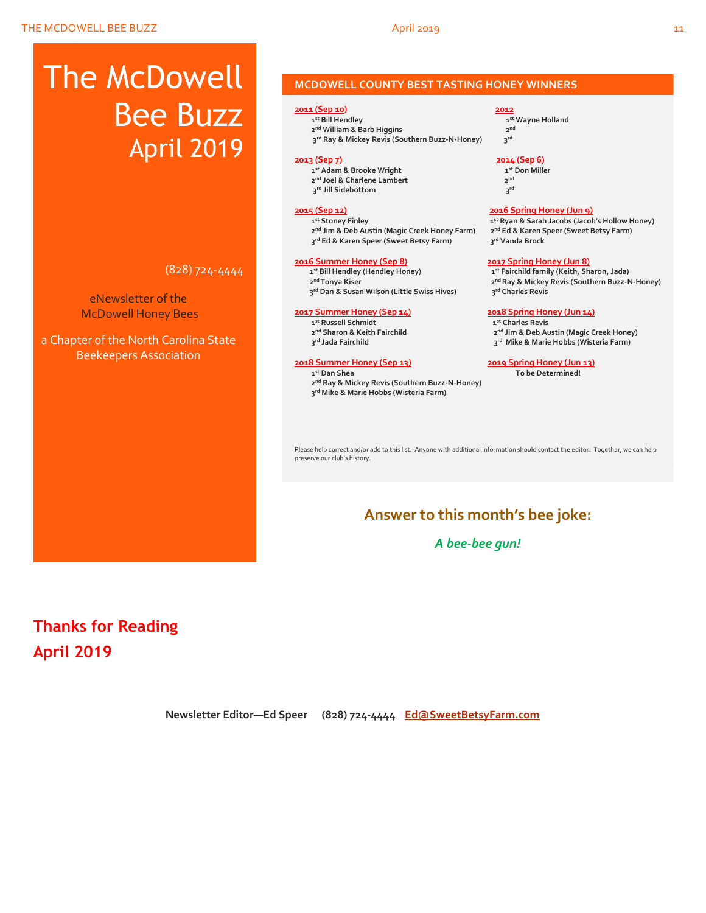# The McDowell Bee Buzz

## April 2019

(828) 724-4444

eNewsletter of the McDowell Honey Bees

a Chapter of the North Carolina State Beekeepers Association

## MCDOWELL COUNTY BEST TASTING HONEY WINNERS

**2011 (Sep 10)**
- 1st Bill Hendley
- 2nd William & Barb Higgins
- 3rd Ray & Mickey Revis (Southern Buzz-N-Honey)

**2012**
- 1st Wayne Holland
- 2nd
- 3rd

**2013 (Sep 7)**
- 1st Adam & Brooke Wright
- 2nd Joel & Charlene Lambert
- 3rd Jill Sidebottom

**2014 (Sep 6)**
- 1st Don Miller
- 2nd
- 3rd

**2015 (Sep 12)**
- 1st Stoney Finley
- 2nd Jim & Deb Austin (Magic Creek Honey Farm)
- 3rd Ed & Karen Speer (Sweet Betsy Farm)

**2016 Spring Honey (Jun 9)**
- 1st Ryan & Sarah Jacobs (Jacob's Hollow Honey)
- 2nd Ed & Karen Speer (Sweet Betsy Farm)
- 3rd Vanda Brock

**2016 Summer Honey (Sep 8)**
- 1st Bill Hendley (Hendley Honey)
- 2nd Tonya Kiser
- 3rd Dan & Susan Wilson (Little Swiss Hives)

**2017 Spring Honey (Jun 8)**
- 1st Fairchild family (Keith, Sharon, Jada)
- 2nd Ray & Mickey Revis (Southern Buzz-N-Honey)
- 3rd Charles Revis

**2017 Summer Honey (Sep 14)**
- 1st Russell Schmidt
- 2nd Sharon & Keith Fairchild
- 3rd Jada Fairchild

**2018 Spring Honey (Jun 14)**
- 1st Charles Revis
- 2nd Jim & Deb Austin (Magic Creek Honey)
- 3rd Mike & Marie Hobbs (Wisteria Farm)

**2018 Summer Honey (Sep 13)**
- 1st Dan Shea
- 2nd Ray & Mickey Revis (Southern Buzz-N-Honey)
- 3rd Mike & Marie Hobbs (Wisteria Farm)

**2019 Spring Honey (Jun 13)**

To be Determined!

Please help correct and/or add to this list. Anyone with additional information should contact the editor. Together, we can help preserve our club's history.

## Answer to this month's bee joke:

***A bee-bee gun!***

**Thanks for Reading**
**April 2019**

**Newsletter Editor—Ed Speer (828) 724-4444 Ed@SweetBetsyFarm.com**